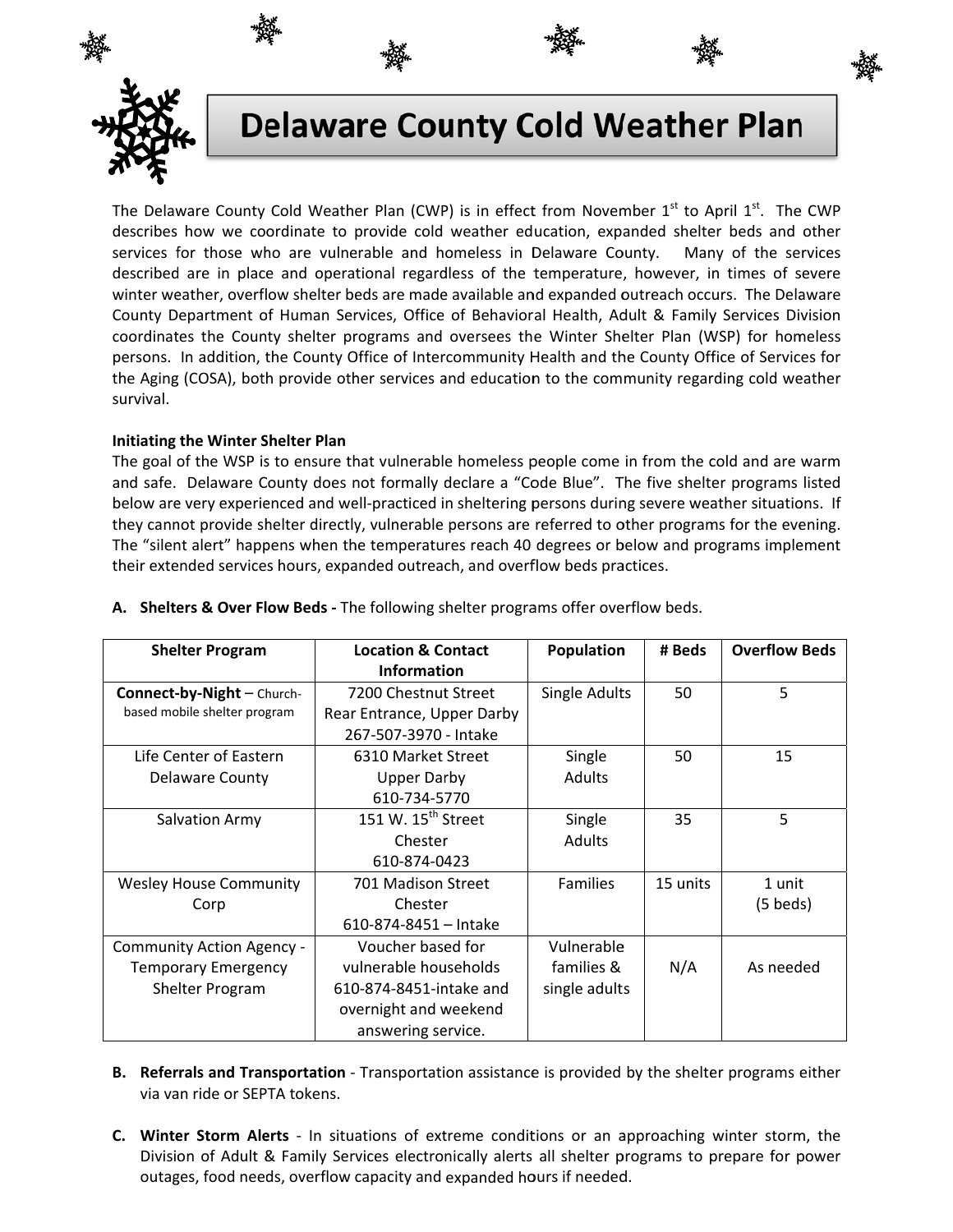# Delaware County Cold Weather Plan

The Delaware County Cold Weather Plan (CWP) is in effect from November 1st to April 1st. The CWP describes how we coordinate to provide cold weather education, expanded shelter beds and other services for those who are vulnerable and homeless in Delaware County. Many of the services described are in place and operational regardless of the temperature, however, in times of severe winter weather, overflow shelter beds are made available and expanded outreach occurs. The Delaware County Department of Human Services, Office of Behavioral Health, Adult & Family Services Division coordinates the County shelter programs and oversees the Winter Shelter Plan (WSP) for homeless persons. In addition, the County Office of Intercommunity Health and the County Office of Services for the Aging (COSA), both provide other services and education to the community regarding cold weather survival.

**Initiating the Winter Shelter Plan**

The goal of the WSP is to ensure that vulnerable homeless people come in from the cold and are warm and safe. Delaware County does not formally declare a "Code Blue". The five shelter programs listed below are very experienced and well-practiced in sheltering persons during severe weather situations. If they cannot provide shelter directly, vulnerable persons are referred to other programs for the evening. The "silent alert" happens when the temperatures reach 40 degrees or below and programs implement their extended services hours, expanded outreach, and overflow beds practices.

**A. Shelters & Over Flow Beds -** The following shelter programs offer overflow beds.

| Shelter Program | Location & Contact Information | Population | # Beds | Overflow Beds |
|---|---|---|---|---|
| **Connect-by-Night** – Church-based mobile shelter program | 7200 Chestnut Street Rear Entrance, Upper Darby 267-507-3970 - Intake | Single Adults | 50 | 5 |
| Life Center of Eastern Delaware County | 6310 Market Street Upper Darby 610-734-5770 | Single Adults | 50 | 15 |
| Salvation Army | 151 W. 15th Street Chester 610-874-0423 | Single Adults | 35 | 5 |
| Wesley House Community Corp | 701 Madison Street Chester 610-874-8451 – Intake | Families | 15 units | 1 unit (5 beds) |
| Community Action Agency - Temporary Emergency Shelter Program | Voucher based for vulnerable households 610-874-8451-intake and overnight and weekend answering service. | Vulnerable families & single adults | N/A | As needed |

**B. Referrals and Transportation** - Transportation assistance is provided by the shelter programs either via van ride or SEPTA tokens.

**C. Winter Storm Alerts** - In situations of extreme conditions or an approaching winter storm, the Division of Adult & Family Services electronically alerts all shelter programs to prepare for power outages, food needs, overflow capacity and expanded hours if needed.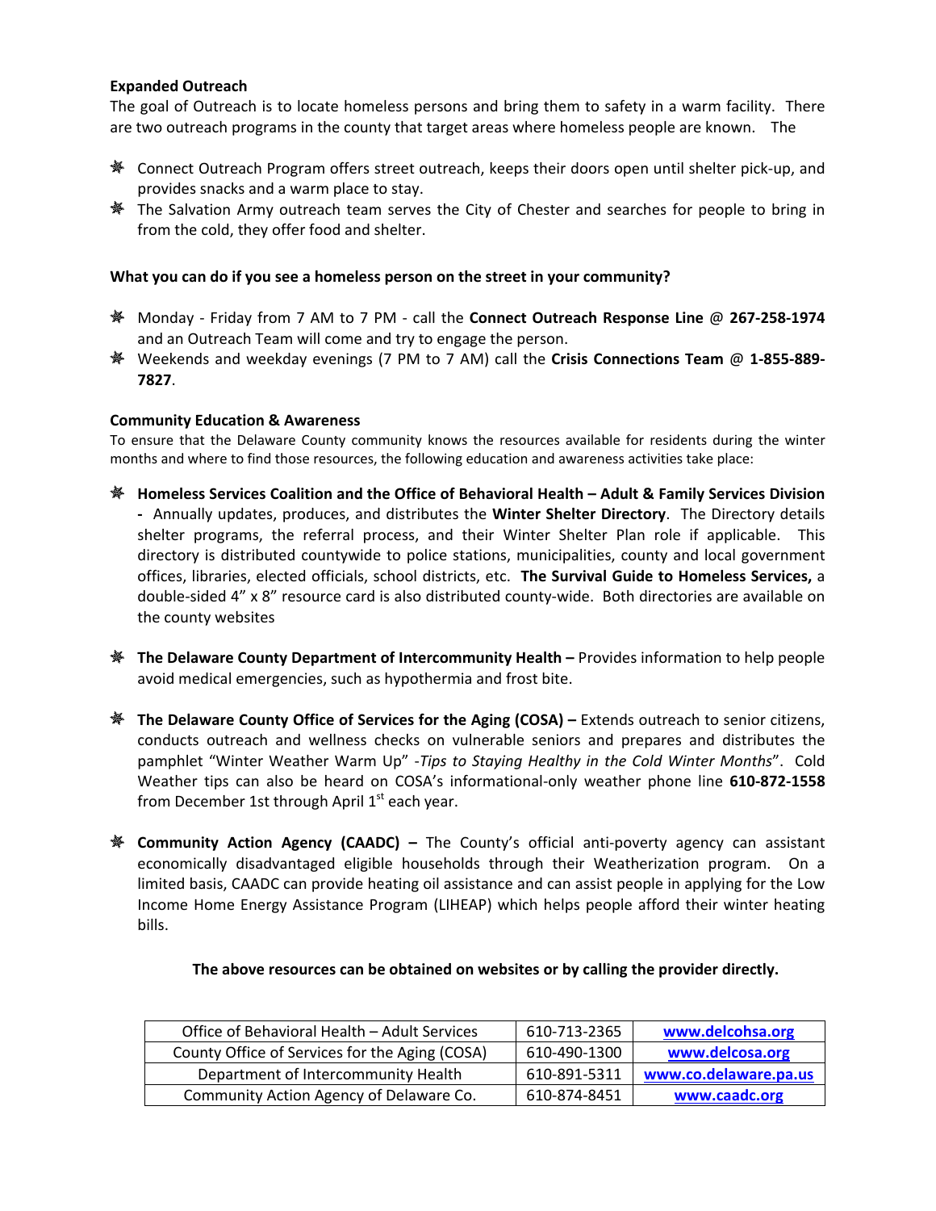**Expanded Outreach**

The goal of Outreach is to locate homeless persons and bring them to safety in a warm facility. There are two outreach programs in the county that target areas where homeless people are known. The

- Connect Outreach Program offers street outreach, keeps their doors open until shelter pick-up, and provides snacks and a warm place to stay.
- The Salvation Army outreach team serves the City of Chester and searches for people to bring in from the cold, they offer food and shelter.

**What you can do if you see a homeless person on the street in your community?**

- Monday - Friday from 7 AM to 7 PM - call the **Connect Outreach Response Line @ 267-258-1974** and an Outreach Team will come and try to engage the person.
- Weekends and weekday evenings (7 PM to 7 AM) call the **Crisis Connections Team @ 1-855-889-7827**.

**Community Education & Awareness**

To ensure that the Delaware County community knows the resources available for residents during the winter months and where to find those resources, the following education and awareness activities take place:

- **Homeless Services Coalition and the Office of Behavioral Health – Adult & Family Services Division -** Annually updates, produces, and distributes the **Winter Shelter Directory**. The Directory details shelter programs, the referral process, and their Winter Shelter Plan role if applicable. This directory is distributed countywide to police stations, municipalities, county and local government offices, libraries, elected officials, school districts, etc. **The Survival Guide to Homeless Services,** a double-sided 4" x 8" resource card is also distributed county-wide. Both directories are available on the county websites

- **The Delaware County Department of Intercommunity Health –** Provides information to help people avoid medical emergencies, such as hypothermia and frost bite.

- **The Delaware County Office of Services for the Aging (COSA) –** Extends outreach to senior citizens, conducts outreach and wellness checks on vulnerable seniors and prepares and distributes the pamphlet "Winter Weather Warm Up" -*Tips to Staying Healthy in the Cold Winter Months*". Cold Weather tips can also be heard on COSA's informational-only weather phone line **610-872-1558** from December 1st through April 1st each year.

- **Community Action Agency (CAADC) –** The County's official anti-poverty agency can assistant economically disadvantaged eligible households through their Weatherization program. On a limited basis, CAADC can provide heating oil assistance and can assist people in applying for the Low Income Home Energy Assistance Program (LIHEAP) which helps people afford their winter heating bills.

**The above resources can be obtained on websites or by calling the provider directly.**

| | | |
|---|---|---|
| Office of Behavioral Health – Adult Services | 610-713-2365 | www.delcohsa.org |
| County Office of Services for the Aging (COSA) | 610-490-1300 | www.delcosa.org |
| Department of Intercommunity Health | 610-891-5311 | www.co.delaware.pa.us |
| Community Action Agency of Delaware Co. | 610-874-8451 | www.caadc.org |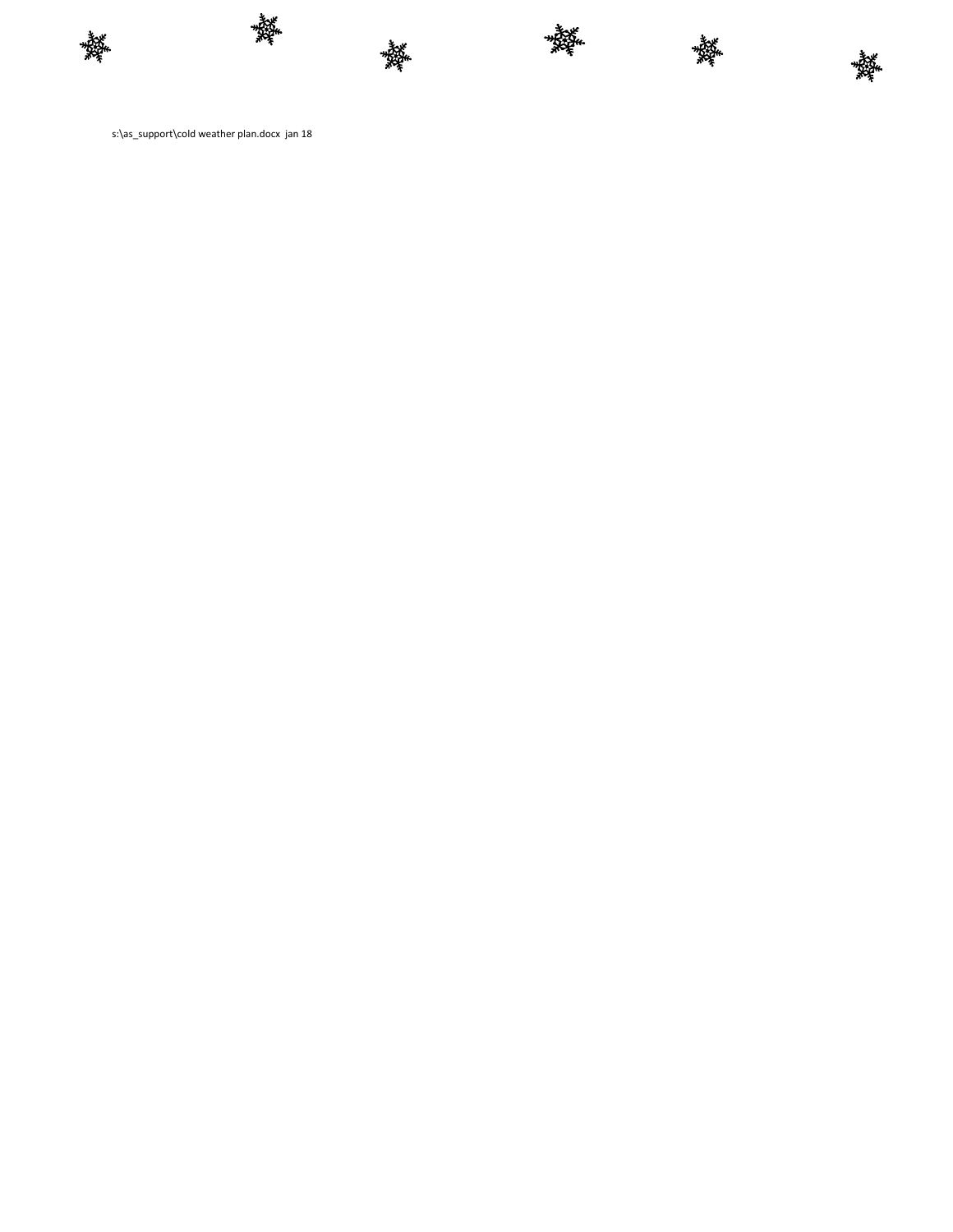s:\as_support\cold weather plan.docx jan 18